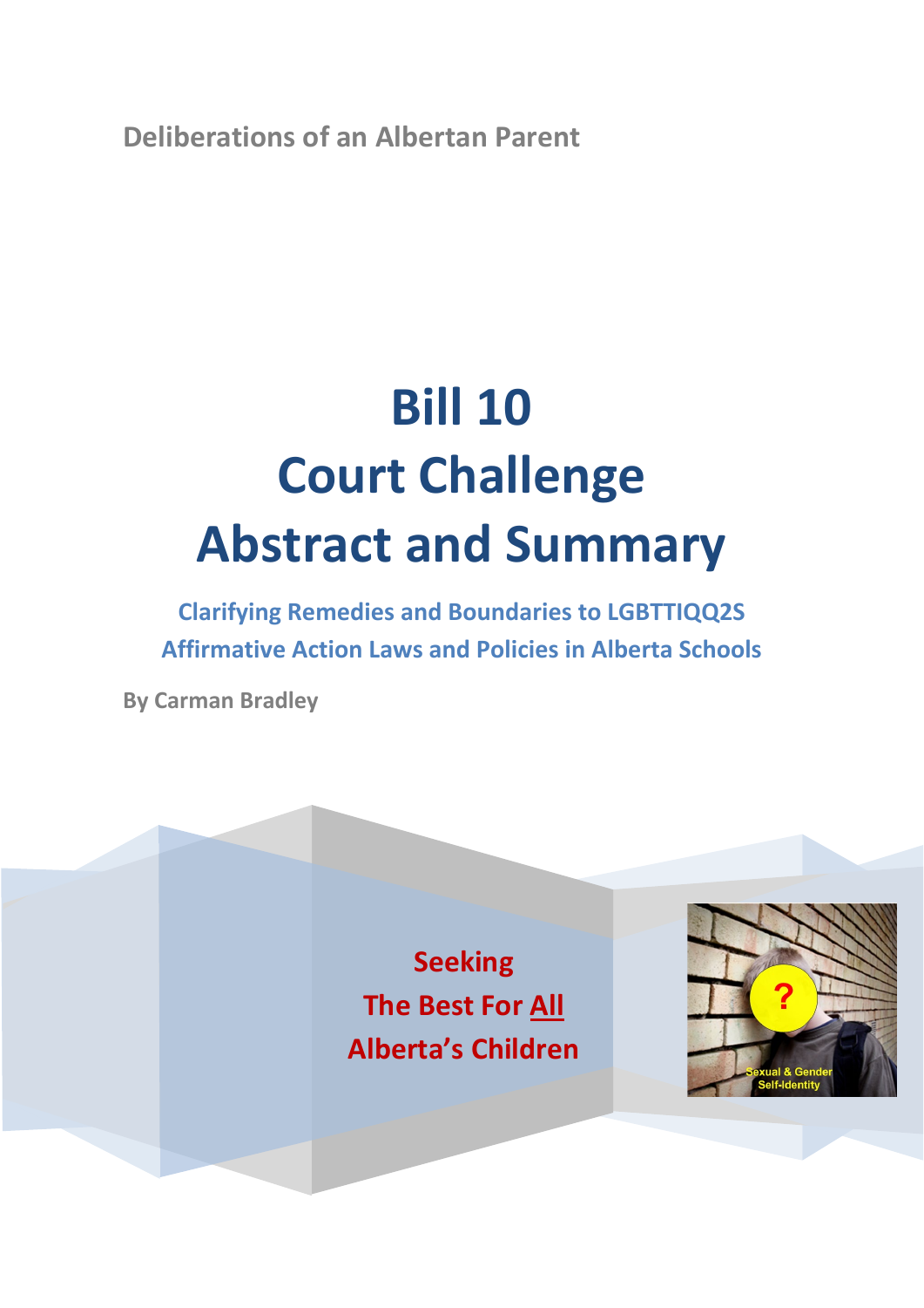Deliberations of an Albertan Parent

# Bill 10
# Court Challenge
# Abstract and Summary

**Clarifying Remedies and Boundaries to LGBTTIQQ2S Affirmative Action Laws and Policies in Alberta Schools**

**By Carman Bradley**

**Seeking**
**The Best For All**
**Alberta's Children**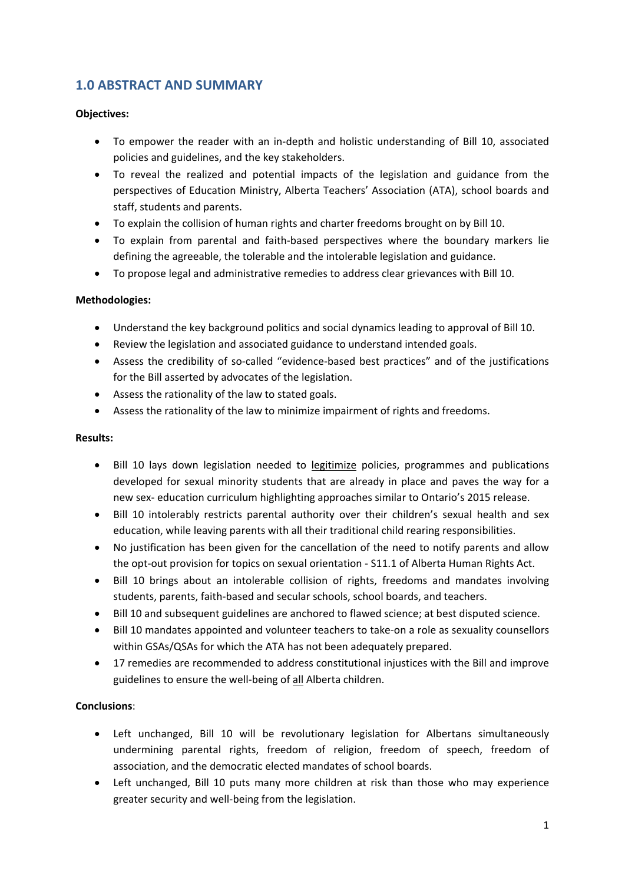## 1.0 ABSTRACT AND SUMMARY

**Objectives:**

- To empower the reader with an in-depth and holistic understanding of Bill 10, associated policies and guidelines, and the key stakeholders.
- To reveal the realized and potential impacts of the legislation and guidance from the perspectives of Education Ministry, Alberta Teachers' Association (ATA), school boards and staff, students and parents.
- To explain the collision of human rights and charter freedoms brought on by Bill 10.
- To explain from parental and faith-based perspectives where the boundary markers lie defining the agreeable, the tolerable and the intolerable legislation and guidance.
- To propose legal and administrative remedies to address clear grievances with Bill 10.

**Methodologies:**

- Understand the key background politics and social dynamics leading to approval of Bill 10.
- Review the legislation and associated guidance to understand intended goals.
- Assess the credibility of so-called "evidence-based best practices" and of the justifications for the Bill asserted by advocates of the legislation.
- Assess the rationality of the law to stated goals.
- Assess the rationality of the law to minimize impairment of rights and freedoms.

**Results:**

- Bill 10 lays down legislation needed to legitimize policies, programmes and publications developed for sexual minority students that are already in place and paves the way for a new sex- education curriculum highlighting approaches similar to Ontario's 2015 release.
- Bill 10 intolerably restricts parental authority over their children's sexual health and sex education, while leaving parents with all their traditional child rearing responsibilities.
- No justification has been given for the cancellation of the need to notify parents and allow the opt-out provision for topics on sexual orientation - S11.1 of Alberta Human Rights Act.
- Bill 10 brings about an intolerable collision of rights, freedoms and mandates involving students, parents, faith-based and secular schools, school boards, and teachers.
- Bill 10 and subsequent guidelines are anchored to flawed science; at best disputed science.
- Bill 10 mandates appointed and volunteer teachers to take-on a role as sexuality counsellors within GSAs/QSAs for which the ATA has not been adequately prepared.
- 17 remedies are recommended to address constitutional injustices with the Bill and improve guidelines to ensure the well-being of all Alberta children.

**Conclusions**:

- Left unchanged, Bill 10 will be revolutionary legislation for Albertans simultaneously undermining parental rights, freedom of religion, freedom of speech, freedom of association, and the democratic elected mandates of school boards.
- Left unchanged, Bill 10 puts many more children at risk than those who may experience greater security and well-being from the legislation.